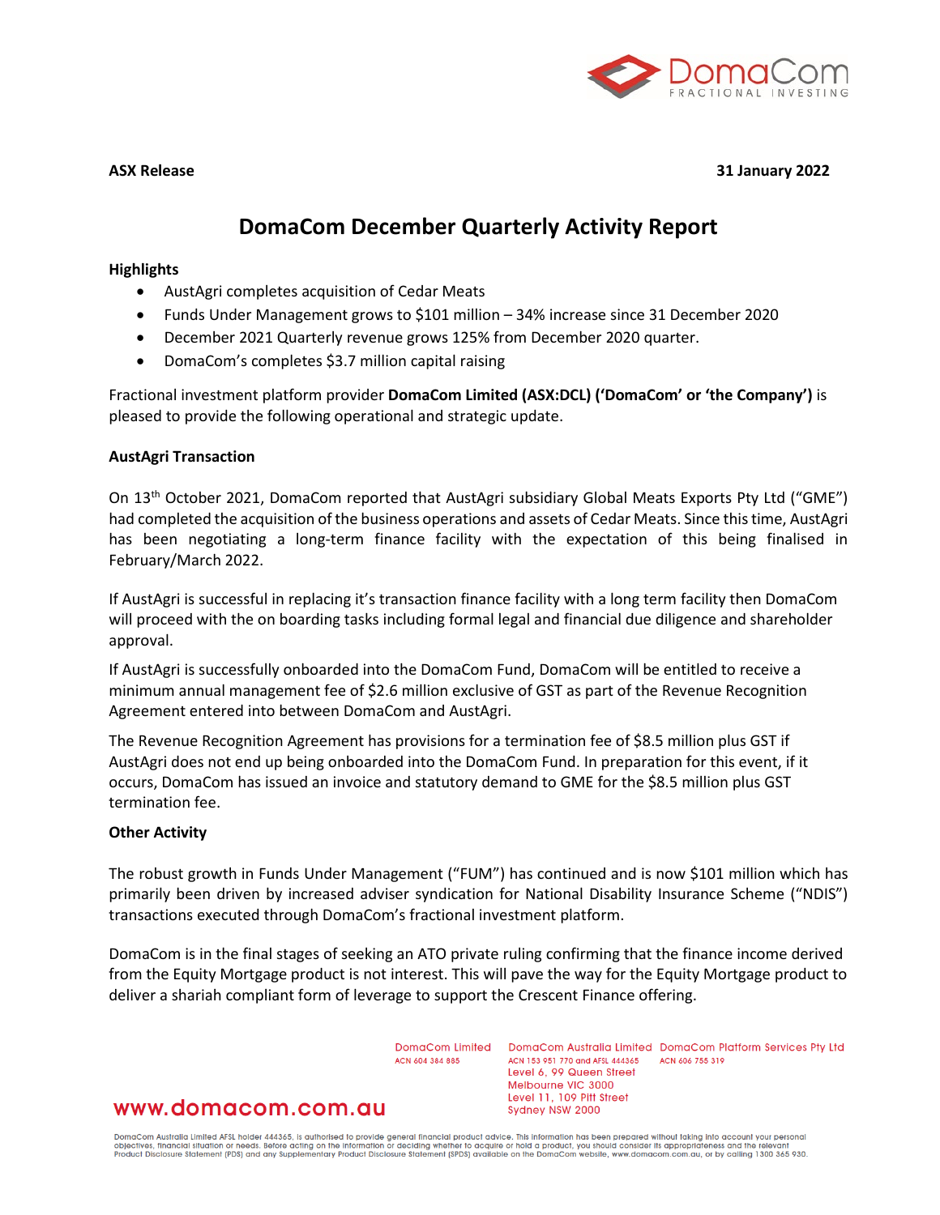**ASX Release** **31 January 2022**

# DomaCom December Quarterly Activity Report

**Highlights**

- AustAgri completes acquisition of Cedar Meats
- Funds Under Management grows to $101 million – 34% increase since 31 December 2020
- December 2021 Quarterly revenue grows 125% from December 2020 quarter.
- DomaCom's completes $3.7 million capital raising

Fractional investment platform provider **DomaCom Limited (ASX:DCL) ('DomaCom' or 'the Company')** is pleased to provide the following operational and strategic update.

## AustAgri Transaction

On 13th October 2021, DomaCom reported that AustAgri subsidiary Global Meats Exports Pty Ltd ("GME") had completed the acquisition of the business operations and assets of Cedar Meats. Since this time, AustAgri has been negotiating a long-term finance facility with the expectation of this being finalised in February/March 2022.

If AustAgri is successful in replacing it's transaction finance facility with a long term facility then DomaCom will proceed with the on boarding tasks including formal legal and financial due diligence and shareholder approval.

If AustAgri is successfully onboarded into the DomaCom Fund, DomaCom will be entitled to receive a minimum annual management fee of $2.6 million exclusive of GST as part of the Revenue Recognition Agreement entered into between DomaCom and AustAgri.

The Revenue Recognition Agreement has provisions for a termination fee of $8.5 million plus GST if AustAgri does not end up being onboarded into the DomaCom Fund. In preparation for this event, if it occurs, DomaCom has issued an invoice and statutory demand to GME for the $8.5 million plus GST termination fee.

## Other Activity

The robust growth in Funds Under Management ("FUM") has continued and is now $101 million which has primarily been driven by increased adviser syndication for National Disability Insurance Scheme ("NDIS") transactions executed through DomaCom's fractional investment platform.

DomaCom is in the final stages of seeking an ATO private ruling confirming that the finance income derived from the Equity Mortgage product is not interest. This will pave the way for the Equity Mortgage product to deliver a shariah compliant form of leverage to support the Crescent Finance offering.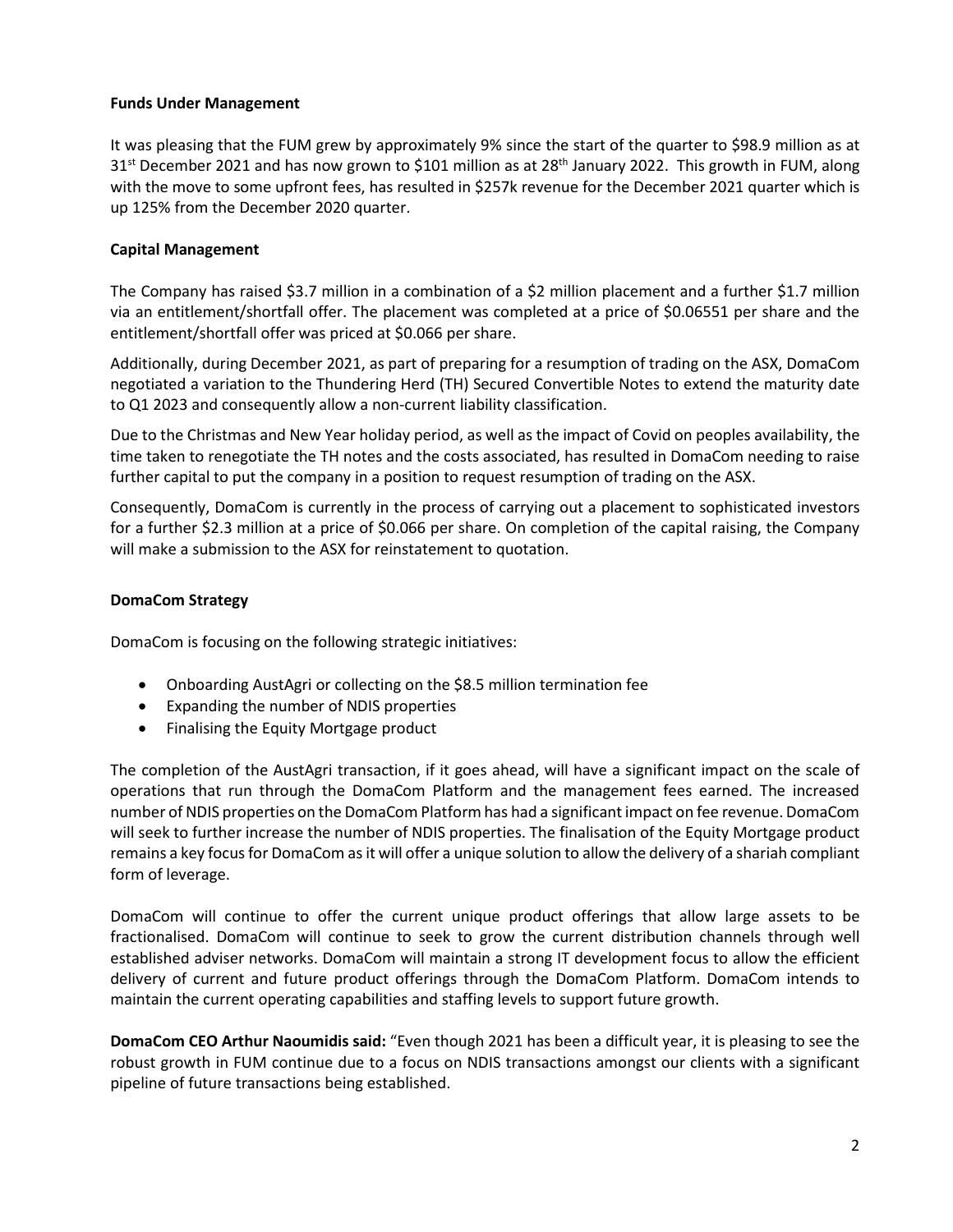## Funds Under Management

It was pleasing that the FUM grew by approximately 9% since the start of the quarter to \$98.9 million as at 31st December 2021 and has now grown to \$101 million as at 28th January 2022. This growth in FUM, along with the move to some upfront fees, has resulted in \$257k revenue for the December 2021 quarter which is up 125% from the December 2020 quarter.

## Capital Management

The Company has raised \$3.7 million in a combination of a \$2 million placement and a further \$1.7 million via an entitlement/shortfall offer. The placement was completed at a price of \$0.06551 per share and the entitlement/shortfall offer was priced at \$0.066 per share.

Additionally, during December 2021, as part of preparing for a resumption of trading on the ASX, DomaCom negotiated a variation to the Thundering Herd (TH) Secured Convertible Notes to extend the maturity date to Q1 2023 and consequently allow a non-current liability classification.

Due to the Christmas and New Year holiday period, as well as the impact of Covid on peoples availability, the time taken to renegotiate the TH notes and the costs associated, has resulted in DomaCom needing to raise further capital to put the company in a position to request resumption of trading on the ASX.

Consequently, DomaCom is currently in the process of carrying out a placement to sophisticated investors for a further \$2.3 million at a price of \$0.066 per share. On completion of the capital raising, the Company will make a submission to the ASX for reinstatement to quotation.

## DomaCom Strategy

DomaCom is focusing on the following strategic initiatives:

- Onboarding AustAgri or collecting on the \$8.5 million termination fee
- Expanding the number of NDIS properties
- Finalising the Equity Mortgage product

The completion of the AustAgri transaction, if it goes ahead, will have a significant impact on the scale of operations that run through the DomaCom Platform and the management fees earned. The increased number of NDIS properties on the DomaCom Platform has had a significant impact on fee revenue. DomaCom will seek to further increase the number of NDIS properties. The finalisation of the Equity Mortgage product remains a key focus for DomaCom as it will offer a unique solution to allow the delivery of a shariah compliant form of leverage.

DomaCom will continue to offer the current unique product offerings that allow large assets to be fractionalised. DomaCom will continue to seek to grow the current distribution channels through well established adviser networks. DomaCom will maintain a strong IT development focus to allow the efficient delivery of current and future product offerings through the DomaCom Platform. DomaCom intends to maintain the current operating capabilities and staffing levels to support future growth.

**DomaCom CEO Arthur Naoumidis said:** "Even though 2021 has been a difficult year, it is pleasing to see the robust growth in FUM continue due to a focus on NDIS transactions amongst our clients with a significant pipeline of future transactions being established.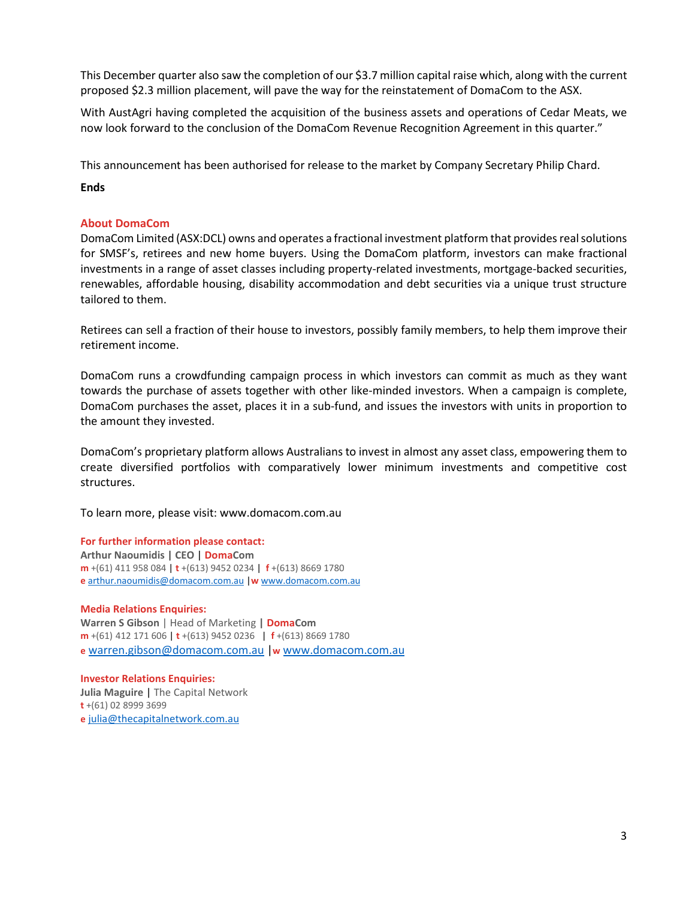This December quarter also saw the completion of our $3.7 million capital raise which, along with the current proposed $2.3 million placement, will pave the way for the reinstatement of DomaCom to the ASX.

With AustAgri having completed the acquisition of the business assets and operations of Cedar Meats, we now look forward to the conclusion of the DomaCom Revenue Recognition Agreement in this quarter."

This announcement has been authorised for release to the market by Company Secretary Philip Chard.

**Ends**

## About DomaCom

DomaCom Limited (ASX:DCL) owns and operates a fractional investment platform that provides real solutions for SMSF's, retirees and new home buyers. Using the DomaCom platform, investors can make fractional investments in a range of asset classes including property-related investments, mortgage-backed securities, renewables, affordable housing, disability accommodation and debt securities via a unique trust structure tailored to them.

Retirees can sell a fraction of their house to investors, possibly family members, to help them improve their retirement income.

DomaCom runs a crowdfunding campaign process in which investors can commit as much as they want towards the purchase of assets together with other like-minded investors. When a campaign is complete, DomaCom purchases the asset, places it in a sub-fund, and issues the investors with units in proportion to the amount they invested.

DomaCom's proprietary platform allows Australians to invest in almost any asset class, empowering them to create diversified portfolios with comparatively lower minimum investments and competitive cost structures.

To learn more, please visit: www.domacom.com.au

**For further information please contact:**
**Arthur Naoumidis** | **CEO** | **DomaCom**
**m** +(61) 411 958 084 | **t** +(613) 9452 0234 | **f** +(613) 8669 1780
**e** arthur.naoumidis@domacom.com.au | **w** www.domacom.com.au

**Media Relations Enquiries:**
**Warren S Gibson** | Head of Marketing | **DomaCom**
**m** +(61) 412 171 606 | **t** +(613) 9452 0236 | **f** +(613) 8669 1780
**e** warren.gibson@domacom.com.au | **w** www.domacom.com.au

**Investor Relations Enquiries:**
**Julia Maguire** | The Capital Network
**t** +(61) 02 8999 3699
**e** julia@thecapitalnetwork.com.au